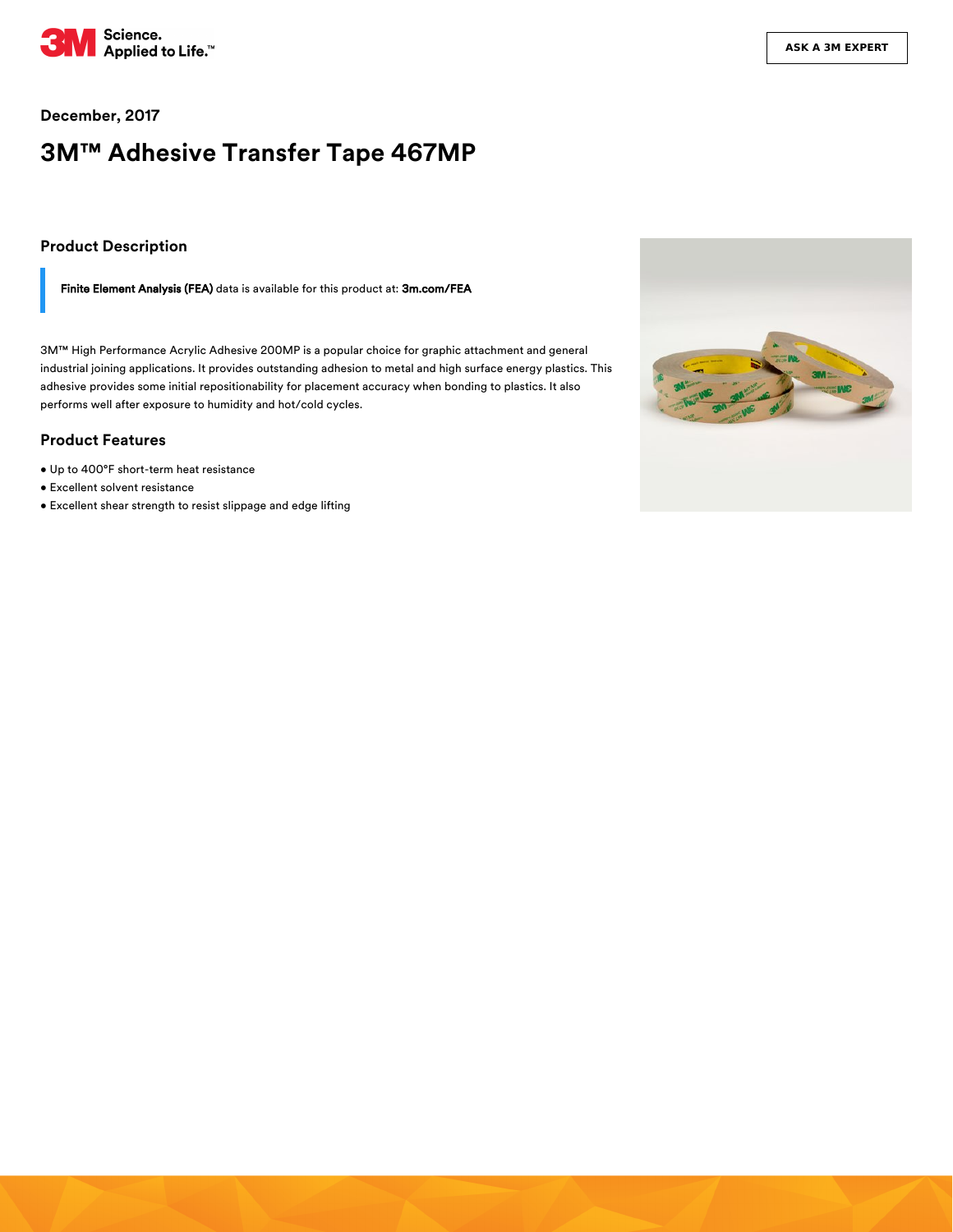December, 2017

# 3M™ Adhesive Transfer Tape 467MP

## Product Description

**Finite Element Analysis (FEA)** data is available for this product at: **3m.com/FEA**

3M™ High Performance Acrylic Adhesive 200MP is a popular choice for graphic attachment and general industrial joining applications. It provides outstanding adhesion to metal and high surface energy plastics. This adhesive provides some initial repositionability for placement accuracy when bonding to plastics. It also performs well after exposure to humidity and hot/cold cycles.

## Product Features

- Up to 400°F short-term heat resistance
- Excellent solvent resistance
- Excellent shear strength to resist slippage and edge lifting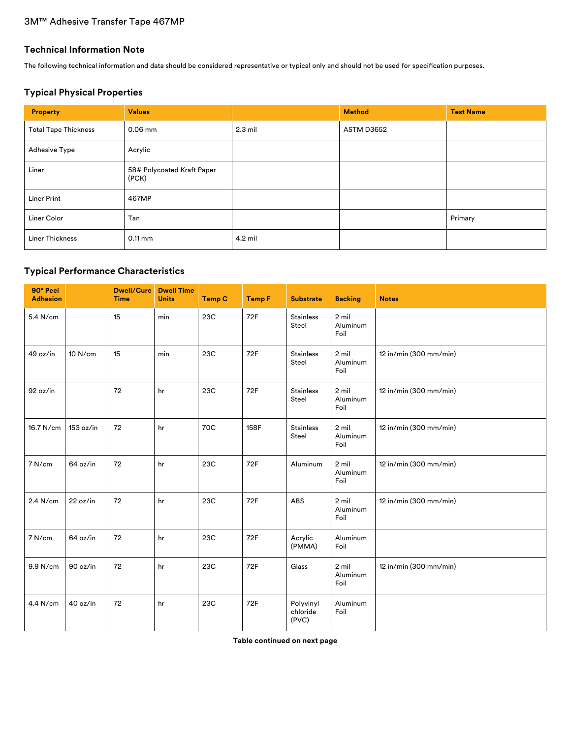3M™ Adhesive Transfer Tape 467MP

## Technical Information Note

The following technical information and data should be considered representative or typical only and should not be used for specification purposes.

## Typical Physical Properties

| Property | Values | | Method | Test Name |
|---|---|---|---|---|
| Total Tape Thickness | 0.06 mm | 2.3 mil | ASTM D3652 | |
| Adhesive Type | Acrylic | | | |
| Liner | 58# Polycoated Kraft Paper (PCK) | | | |
| Liner Print | 467MP | | | |
| Liner Color | Tan | | | Primary |
| Liner Thickness | 0.11 mm | 4.2 mil | | |

## Typical Performance Characteristics

| 90° Peel Adhesion | | Dwell/Cure Time | Dwell Time Units | Temp C | Temp F | Substrate | Backing | Notes |
|---|---|---|---|---|---|---|---|---|
| 5.4 N/cm | | 15 | min | 23C | 72F | Stainless Steel | 2 mil Aluminum Foil | |
| 49 oz/in | 10 N/cm | 15 | min | 23C | 72F | Stainless Steel | 2 mil Aluminum Foil | 12 in/min (300 mm/min) |
| 92 oz/in | | 72 | hr | 23C | 72F | Stainless Steel | 2 mil Aluminum Foil | 12 in/min (300 mm/min) |
| 16.7 N/cm | 153 oz/in | 72 | hr | 70C | 158F | Stainless Steel | 2 mil Aluminum Foil | 12 in/min (300 mm/min) |
| 7 N/cm | 64 oz/in | 72 | hr | 23C | 72F | Aluminum | 2 mil Aluminum Foil | 12 in/min (300 mm/min) |
| 2.4 N/cm | 22 oz/in | 72 | hr | 23C | 72F | ABS | 2 mil Aluminum Foil | 12 in/min (300 mm/min) |
| 7 N/cm | 64 oz/in | 72 | hr | 23C | 72F | Acrylic (PMMA) | Aluminum Foil | |
| 9.9 N/cm | 90 oz/in | 72 | hr | 23C | 72F | Glass | 2 mil Aluminum Foil | 12 in/min (300 mm/min) |
| 4.4 N/cm | 40 oz/in | 72 | hr | 23C | 72F | Polyvinyl chloride (PVC) | Aluminum Foil | |

**Table continued on next page**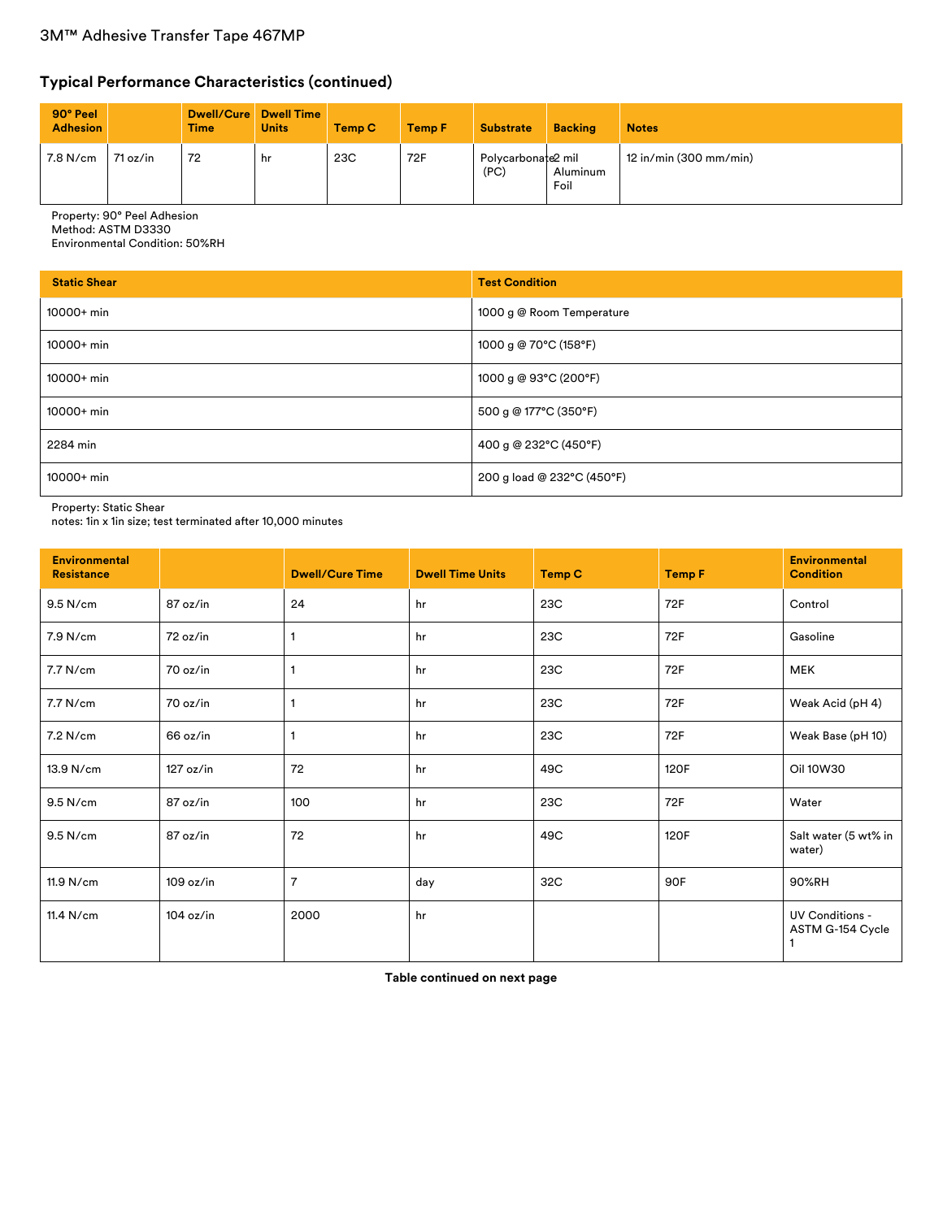## Typical Performance Characteristics (continued)

| 90° Peel Adhesion | | Dwell/Cure Time | Dwell Time Units | Temp C | Temp F | Substrate | Backing | Notes |
|---|---|---|---|---|---|---|---|---|
| 7.8 N/cm | 71 oz/in | 72 | hr | 23C | 72F | Polycarbonate (PC) | 2 mil Aluminum Foil | 12 in/min (300 mm/min) |

Property: 90° Peel Adhesion
Method: ASTM D3330
Environmental Condition: 50%RH

| Static Shear | Test Condition |
|---|---|
| 10000+ min | 1000 g @ Room Temperature |
| 10000+ min | 1000 g @ 70°C (158°F) |
| 10000+ min | 1000 g @ 93°C (200°F) |
| 10000+ min | 500 g @ 177°C (350°F) |
| 2284 min | 400 g @ 232°C (450°F) |
| 10000+ min | 200 g load @ 232°C (450°F) |

Property: Static Shear
notes: 1in x 1in size; test terminated after 10,000 minutes

| Environmental Resistance | | Dwell/Cure Time | Dwell Time Units | Temp C | Temp F | Environmental Condition |
|---|---|---|---|---|---|---|
| 9.5 N/cm | 87 oz/in | 24 | hr | 23C | 72F | Control |
| 7.9 N/cm | 72 oz/in | 1 | hr | 23C | 72F | Gasoline |
| 7.7 N/cm | 70 oz/in | 1 | hr | 23C | 72F | MEK |
| 7.7 N/cm | 70 oz/in | 1 | hr | 23C | 72F | Weak Acid (pH 4) |
| 7.2 N/cm | 66 oz/in | 1 | hr | 23C | 72F | Weak Base (pH 10) |
| 13.9 N/cm | 127 oz/in | 72 | hr | 49C | 120F | Oil 10W30 |
| 9.5 N/cm | 87 oz/in | 100 | hr | 23C | 72F | Water |
| 9.5 N/cm | 87 oz/in | 72 | hr | 49C | 120F | Salt water (5 wt% in water) |
| 11.9 N/cm | 109 oz/in | 7 | day | 32C | 90F | 90%RH |
| 11.4 N/cm | 104 oz/in | 2000 | hr | | | UV Conditions - ASTM G-154 Cycle 1 |

**Table continued on next page**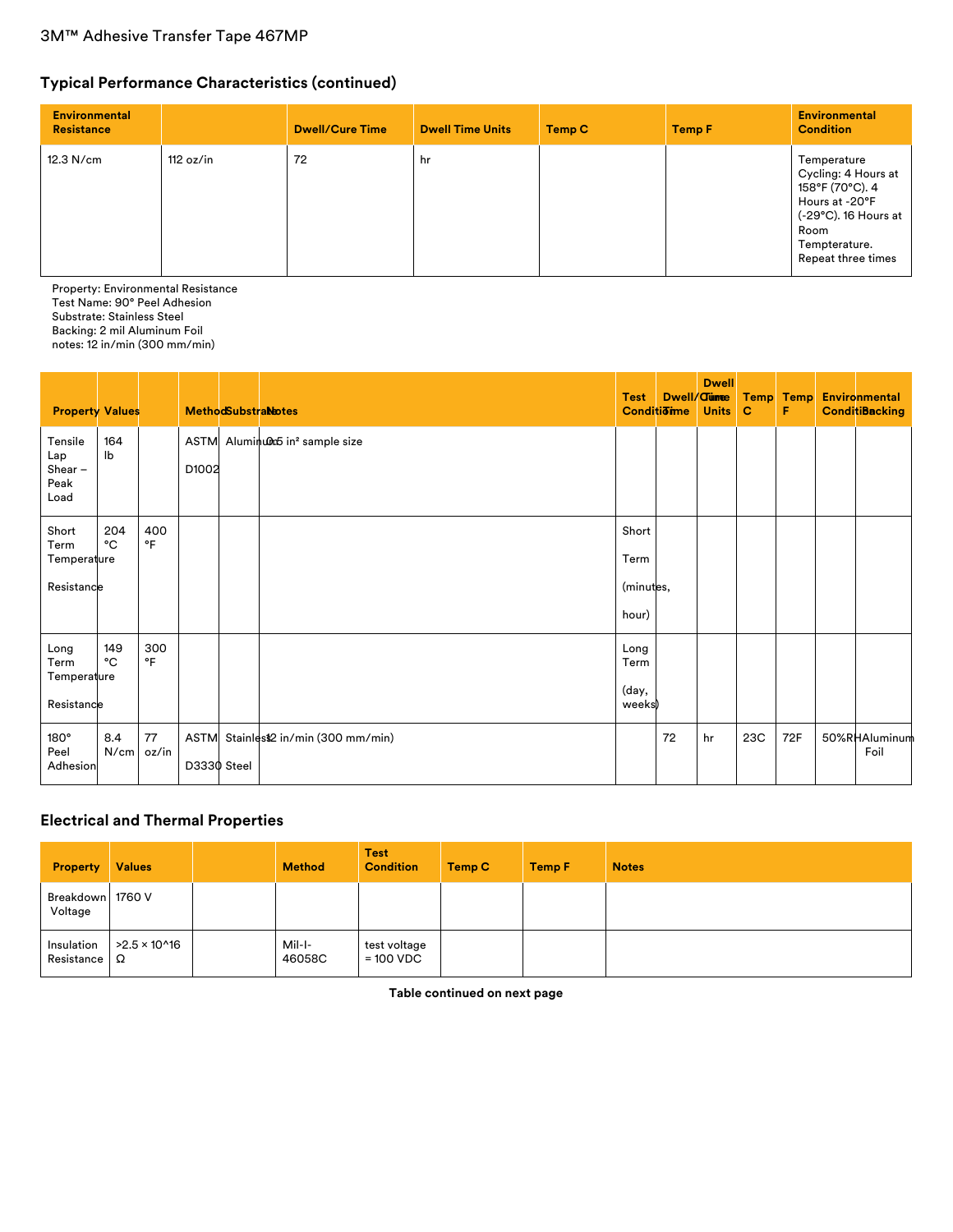## Typical Performance Characteristics (continued)

| Environmental Resistance | | Dwell/Cure Time | Dwell Time Units | Temp C | Temp F | Environmental Condition |
|---|---|---|---|---|---|---|
| 12.3 N/cm | 112 oz/in | 72 | hr | | | Temperature Cycling: 4 Hours at 158°F (70°C). 4 Hours at -20°F (-29°C). 16 Hours at Room Tempterature. Repeat three times |

Property: Environmental Resistance
Test Name: 90° Peel Adhesion
Substrate: Stainless Steel
Backing: 2 mil Aluminum Foil
notes: 12 in/min (300 mm/min)

| Property | Values | | Method | Substrate | Notes | Test Condition | Dwell/Cure Time | Dwell Time Units | Temp C | Temp F | Environmental Condition | Backing |
|---|---|---|---|---|---|---|---|---|---|---|---|---|
| Tensile Lap Shear – Peak Load | 164 lb | | ASTM D1002 | Aluminum | 0.5 in² sample size | | | | | | | |
| Short Term Temperature Resistance | 204 °C | 400 °F | | | | Short Term (minutes, hour) | | | | | | |
| Long Term Temperature Resistance | 149 °C | 300 °F | | | | Long Term (day, weeks) | | | | | | |
| 180° Peel Adhesion | 8.4 N/cm | 77 oz/in | ASTM D3330 | Stainless Steel | 12 in/min (300 mm/min) | | 72 | hr | 23C | 72F | 50%RH | Aluminum Foil |

## Electrical and Thermal Properties

| Property | Values | | Method | Test Condition | Temp C | Temp F | Notes |
|---|---|---|---|---|---|---|---|
| Breakdown Voltage | 1760 V | | | | | | |
| Insulation Resistance | >2.5 × 10^16 Ω | | Mil-I-46058C | test voltage = 100 VDC | | | |

**Table continued on next page**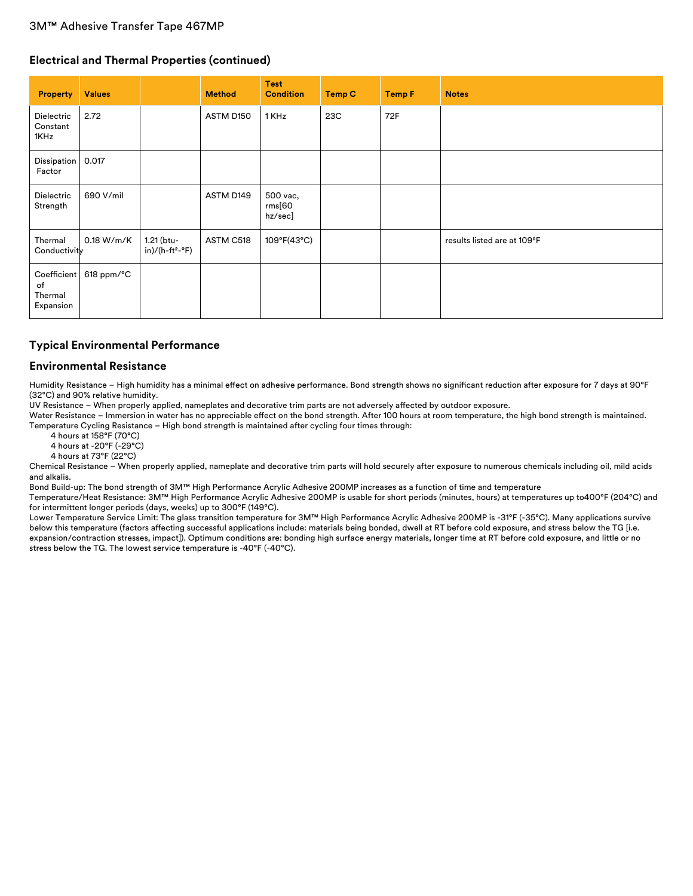## Electrical and Thermal Properties (continued)

| Property | Values | | Method | Test Condition | Temp C | Temp F | Notes |
|---|---|---|---|---|---|---|---|
| Dielectric Constant 1KHz | 2.72 | | ASTM D150 | 1 KHz | 23C | 72F | |
| Dissipation Factor | 0.017 | | | | | | |
| Dielectric Strength | 690 V/mil | | ASTM D149 | 500 vac, rms[60 hz/sec] | | | |
| Thermal Conductivity | 0.18 W/m/K | 1.21 (btu-in)/(h-ft²-°F) | ASTM C518 | 109°F(43°C) | | | results listed are at 109°F |
| Coefficient of Thermal Expansion | 618 ppm/°C | | | | | | |

## Typical Environmental Performance

## Environmental Resistance

Humidity Resistance – High humidity has a minimal effect on adhesive performance. Bond strength shows no significant reduction after exposure for 7 days at 90°F (32°C) and 90% relative humidity.
UV Resistance – When properly applied, nameplates and decorative trim parts are not adversely affected by outdoor exposure.
Water Resistance – Immersion in water has no appreciable effect on the bond strength. After 100 hours at room temperature, the high bond strength is maintained.
Temperature Cycling Resistance – High bond strength is maintained after cycling four times through:

- 4 hours at 158°F (70°C)
- 4 hours at -20°F (-29°C)
- 4 hours at 73°F (22°C)

Chemical Resistance – When properly applied, nameplate and decorative trim parts will hold securely after exposure to numerous chemicals including oil, mild acids and alkalis.
Bond Build-up: The bond strength of 3M™ High Performance Acrylic Adhesive 200MP increases as a function of time and temperature
Temperature/Heat Resistance: 3M™ High Performance Acrylic Adhesive 200MP is usable for short periods (minutes, hours) at temperatures up to400°F (204°C) and for intermittent longer periods (days, weeks) up to 300°F (149°C).
Lower Temperature Service Limit: The glass transition temperature for 3M™ High Performance Acrylic Adhesive 200MP is -31°F (-35°C). Many applications survive below this temperature (factors affecting successful applications include: materials being bonded, dwell at RT before cold exposure, and stress below the TG [i.e. expansion/contraction stresses, impact]). Optimum conditions are: bonding high surface energy materials, longer time at RT before cold exposure, and little or no stress below the TG. The lowest service temperature is -40°F (-40°C).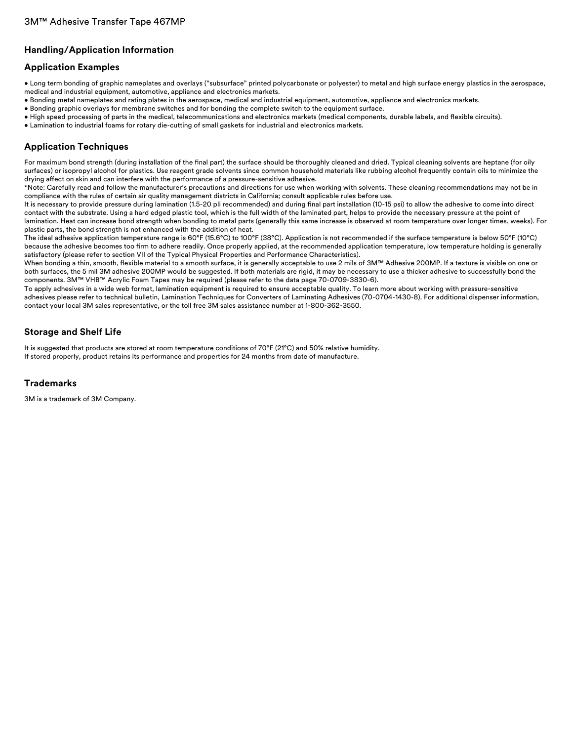## Handling/Application Information

### Application Examples

- Long term bonding of graphic nameplates and overlays ("subsurface" printed polycarbonate or polyester) to metal and high surface energy plastics in the aerospace, medical and industrial equipment, automotive, appliance and electronics markets.
- Bonding metal nameplates and rating plates in the aerospace, medical and industrial equipment, automotive, appliance and electronics markets.
- Bonding graphic overlays for membrane switches and for bonding the complete switch to the equipment surface.
- High speed processing of parts in the medical, telecommunications and electronics markets (medical components, durable labels, and flexible circuits).
- Lamination to industrial foams for rotary die-cutting of small gaskets for industrial and electronics markets.

### Application Techniques

For maximum bond strength (during installation of the final part) the surface should be thoroughly cleaned and dried. Typical cleaning solvents are heptane (for oily surfaces) or isopropyl alcohol for plastics. Use reagent grade solvents since common household materials like rubbing alcohol frequently contain oils to minimize the drying affect on skin and can interfere with the performance of a pressure-sensitive adhesive.
*Note: Carefully read and follow the manufacturer's precautions and directions for use when working with solvents. These cleaning recommendations may not be in compliance with the rules of certain air quality management districts in California; consult applicable rules before use.
It is necessary to provide pressure during lamination (1.5-20 pli recommended) and during final part installation (10-15 psi) to allow the adhesive to come into direct contact with the substrate. Using a hard edged plastic tool, which is the full width of the laminated part, helps to provide the necessary pressure at the point of lamination. Heat can increase bond strength when bonding to metal parts (generally this same increase is observed at room temperature over longer times, weeks). For plastic parts, the bond strength is not enhanced with the addition of heat.
The ideal adhesive application temperature range is 60°F (15.6°C) to 100°F (38°C). Application is not recommended if the surface temperature is below 50°F (10°C) because the adhesive becomes too firm to adhere readily. Once properly applied, at the recommended application temperature, low temperature holding is generally satisfactory (please refer to section VII of the Typical Physical Properties and Performance Characteristics).
When bonding a thin, smooth, flexible material to a smooth surface, it is generally acceptable to use 2 mils of 3M™ Adhesive 200MP. If a texture is visible on one or both surfaces, the 5 mil 3M adhesive 200MP would be suggested. If both materials are rigid, it may be necessary to use a thicker adhesive to successfully bond the components. 3M™ VHB™ Acrylic Foam Tapes may be required (please refer to the data page 70-0709-3830-6).
To apply adhesives in a wide web format, lamination equipment is required to ensure acceptable quality. To learn more about working with pressure-sensitive adhesives please refer to technical bulletin, Lamination Techniques for Converters of Laminating Adhesives (70-0704-1430-8). For additional dispenser information, contact your local 3M sales representative, or the toll free 3M sales assistance number at 1-800-362-3550.

## Storage and Shelf Life

It is suggested that products are stored at room temperature conditions of 70°F (21°C) and 50% relative humidity.
If stored properly, product retains its performance and properties for 24 months from date of manufacture.

## Trademarks

3M is a trademark of 3M Company.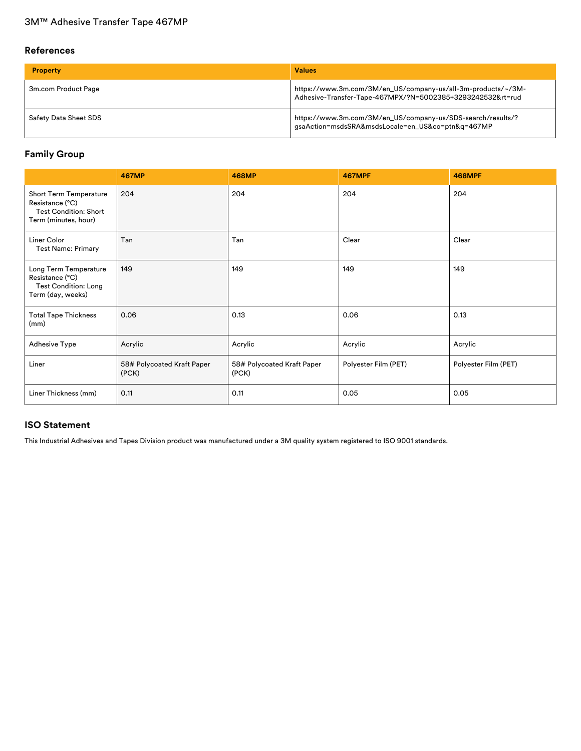## References

| Property | Values |
| --- | --- |
| 3m.com Product Page | https://www.3m.com/3M/en_US/company-us/all-3m-products/~/3M-Adhesive-Transfer-Tape-467MPX/?N=5002385+3293242532&rt=rud |
| Safety Data Sheet SDS | https://www.3m.com/3M/en_US/company-us/SDS-search/results/?gsaAction=msdsSRA&msdsLocale=en_US&co=ptn&q=467MP |

## Family Group

| | 467MP | 468MP | 467MPF | 468MPF |
| --- | --- | --- | --- | --- |
| Short Term Temperature Resistance (°C) Test Condition: Short Term (minutes, hour) | 204 | 204 | 204 | 204 |
| Liner Color Test Name: Primary | Tan | Tan | Clear | Clear |
| Long Term Temperature Resistance (°C) Test Condition: Long Term (day, weeks) | 149 | 149 | 149 | 149 |
| Total Tape Thickness (mm) | 0.06 | 0.13 | 0.06 | 0.13 |
| Adhesive Type | Acrylic | Acrylic | Acrylic | Acrylic |
| Liner | 58# Polycoated Kraft Paper (PCK) | 58# Polycoated Kraft Paper (PCK) | Polyester Film (PET) | Polyester Film (PET) |
| Liner Thickness (mm) | 0.11 | 0.11 | 0.05 | 0.05 |

## ISO Statement

This Industrial Adhesives and Tapes Division product was manufactured under a 3M quality system registered to ISO 9001 standards.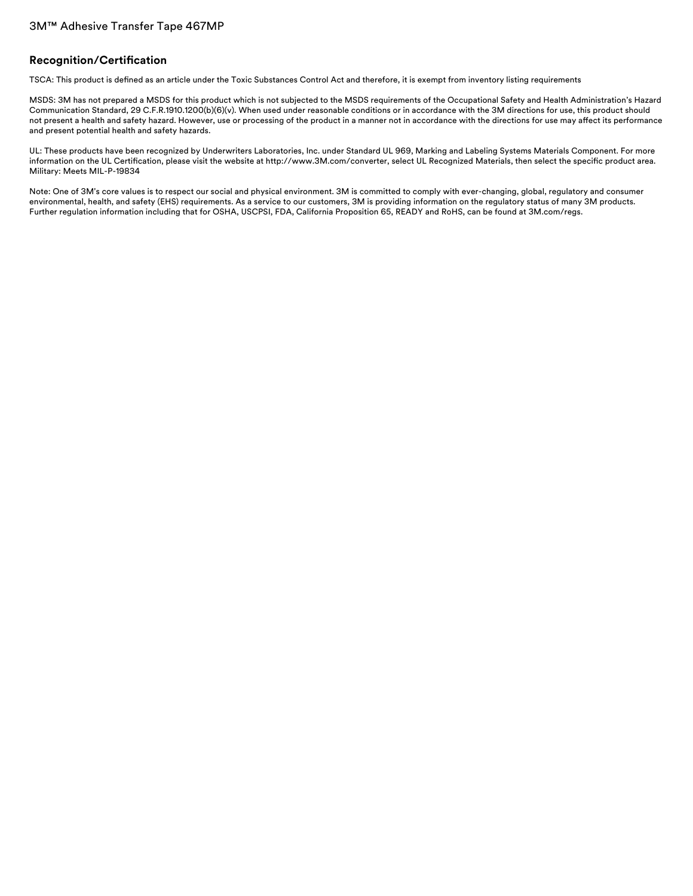## Recognition/Certification

TSCA: This product is defined as an article under the Toxic Substances Control Act and therefore, it is exempt from inventory listing requirements

MSDS: 3M has not prepared a MSDS for this product which is not subjected to the MSDS requirements of the Occupational Safety and Health Administration's Hazard Communication Standard, 29 C.F.R.1910.1200(b)(6)(v). When used under reasonable conditions or in accordance with the 3M directions for use, this product should not present a health and safety hazard. However, use or processing of the product in a manner not in accordance with the directions for use may affect its performance and present potential health and safety hazards.

UL: These products have been recognized by Underwriters Laboratories, Inc. under Standard UL 969, Marking and Labeling Systems Materials Component. For more information on the UL Certification, please visit the website at http://www.3M.com/converter, select UL Recognized Materials, then select the specific product area.
Military: Meets MIL-P-19834

Note: One of 3M's core values is to respect our social and physical environment. 3M is committed to comply with ever-changing, global, regulatory and consumer environmental, health, and safety (EHS) requirements. As a service to our customers, 3M is providing information on the regulatory status of many 3M products. Further regulation information including that for OSHA, USCPSI, FDA, California Proposition 65, READY and RoHS, can be found at 3M.com/regs.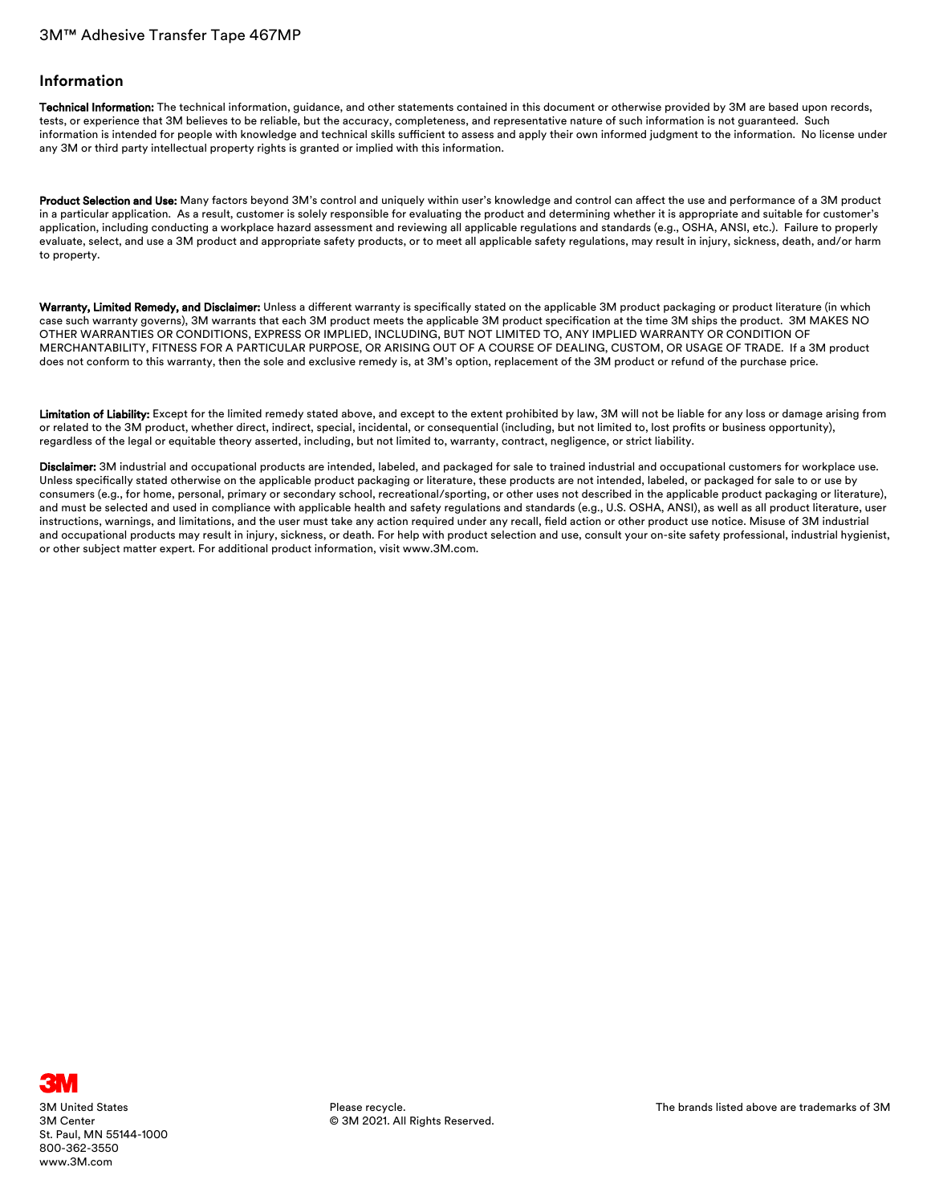## Information

**Technical Information:** The technical information, guidance, and other statements contained in this document or otherwise provided by 3M are based upon records, tests, or experience that 3M believes to be reliable, but the accuracy, completeness, and representative nature of such information is not guaranteed. Such information is intended for people with knowledge and technical skills sufficient to assess and apply their own informed judgment to the information. No license under any 3M or third party intellectual property rights is granted or implied with this information.

**Product Selection and Use:** Many factors beyond 3M's control and uniquely within user's knowledge and control can affect the use and performance of a 3M product in a particular application. As a result, customer is solely responsible for evaluating the product and determining whether it is appropriate and suitable for customer's application, including conducting a workplace hazard assessment and reviewing all applicable regulations and standards (e.g., OSHA, ANSI, etc.). Failure to properly evaluate, select, and use a 3M product and appropriate safety products, or to meet all applicable safety regulations, may result in injury, sickness, death, and/or harm to property.

**Warranty, Limited Remedy, and Disclaimer:** Unless a different warranty is specifically stated on the applicable 3M product packaging or product literature (in which case such warranty governs), 3M warrants that each 3M product meets the applicable 3M product specification at the time 3M ships the product. 3M MAKES NO OTHER WARRANTIES OR CONDITIONS, EXPRESS OR IMPLIED, INCLUDING, BUT NOT LIMITED TO, ANY IMPLIED WARRANTY OR CONDITION OF MERCHANTABILITY, FITNESS FOR A PARTICULAR PURPOSE, OR ARISING OUT OF A COURSE OF DEALING, CUSTOM, OR USAGE OF TRADE. If a 3M product does not conform to this warranty, then the sole and exclusive remedy is, at 3M's option, replacement of the 3M product or refund of the purchase price.

**Limitation of Liability:** Except for the limited remedy stated above, and except to the extent prohibited by law, 3M will not be liable for any loss or damage arising from or related to the 3M product, whether direct, indirect, special, incidental, or consequential (including, but not limited to, lost profits or business opportunity), regardless of the legal or equitable theory asserted, including, but not limited to, warranty, contract, negligence, or strict liability.

**Disclaimer:** 3M industrial and occupational products are intended, labeled, and packaged for sale to trained industrial and occupational customers for workplace use. Unless specifically stated otherwise on the applicable product packaging or literature, these products are not intended, labeled, or packaged for sale to or use by consumers (e.g., for home, personal, primary or secondary school, recreational/sporting, or other uses not described in the applicable product packaging or literature), and must be selected and used in compliance with applicable health and safety regulations and standards (e.g., U.S. OSHA, ANSI), as well as all product literature, user instructions, warnings, and limitations, and the user must take any action required under any recall, field action or other product use notice. Misuse of 3M industrial and occupational products may result in injury, sickness, or death. For help with product selection and use, consult your on-site safety professional, industrial hygienist, or other subject matter expert. For additional product information, visit www.3M.com.

3M United States
3M Center
St. Paul, MN 55144-1000
800-362-3550
www.3M.com

Please recycle.
© 3M 2021. All Rights Reserved.

The brands listed above are trademarks of 3M